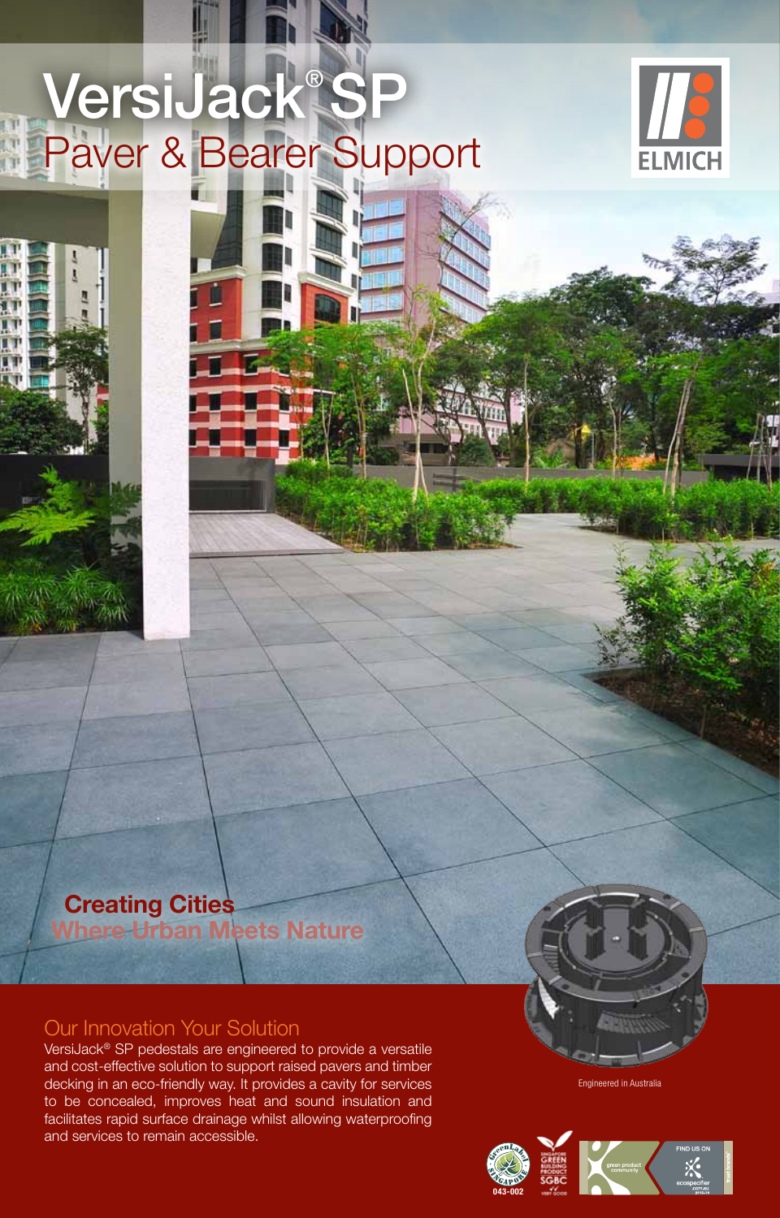# VersiJack® SP

## Paver & Bearer Support

ELMICH

**Creating Cities**
**Where Urban Meets Nature**

## Our Innovation Your Solution

VersiJack® SP pedestals are engineered to provide a versatile and cost-effective solution to support raised pavers and timber decking in an eco-friendly way. It provides a cavity for services to be concealed, improves heat and sound insulation and facilitates rapid surface drainage whilst allowing waterproofing and services to remain accessible.

Engineered in Australia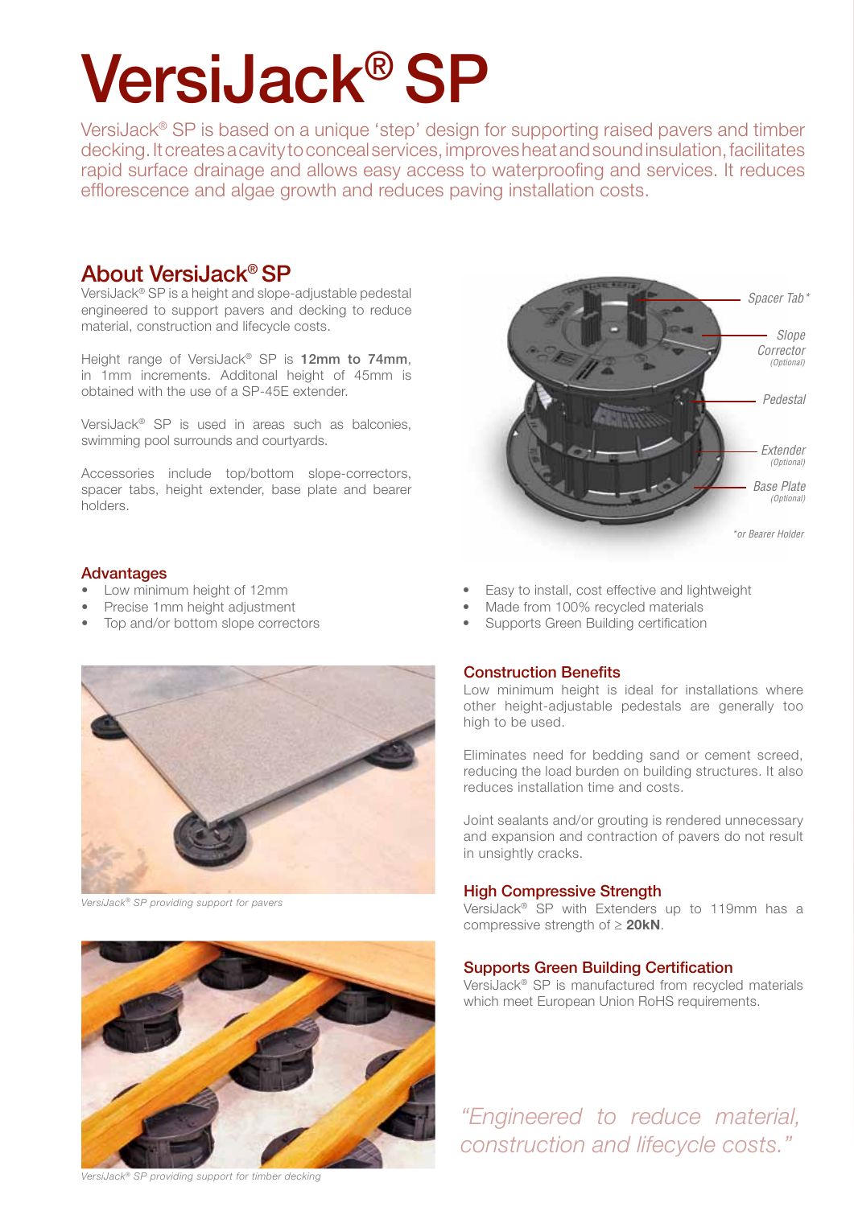# VersiJack® SP

VersiJack® SP is based on a unique 'step' design for supporting raised pavers and timber decking. It creates a cavity to conceal services, improves heat and sound insulation, facilitates rapid surface drainage and allows easy access to waterproofing and services. It reduces efflorescence and algae growth and reduces paving installation costs.

## About VersiJack® SP

VersiJack® SP is a height and slope-adjustable pedestal engineered to support pavers and decking to reduce material, construction and lifecycle costs.

Height range of VersiJack® SP is **12mm to 74mm**, in 1mm increments. Additonal height of 45mm is obtained with the use of a SP-45E extender.

VersiJack® SP is used in areas such as balconies, swimming pool surrounds and courtyards.

Accessories include top/bottom slope-correctors, spacer tabs, height extender, base plate and bearer holders.

Spacer Tab*

Slope Corrector (Optional)

Pedestal

Extender (Optional)

Base Plate (Optional)

*or Bearer Holder

### Advantages

- Low minimum height of 12mm
- Precise 1mm height adjustment
- Top and/or bottom slope correctors
- Easy to install, cost effective and lightweight
- Made from 100% recycled materials
- Supports Green Building certification

*VersiJack® SP providing support for pavers*

*VersiJack® SP providing support for timber decking*

### Construction Benefits

Low minimum height is ideal for installations where other height-adjustable pedestals are generally too high to be used.

Eliminates need for bedding sand or cement screed, reducing the load burden on building structures. It also reduces installation time and costs.

Joint sealants and/or grouting is rendered unnecessary and expansion and contraction of pavers do not result in unsightly cracks.

### High Compressive Strength

VersiJack® SP with Extenders up to 119mm has a compressive strength of ≥ **20kN**.

### Supports Green Building Certification

VersiJack® SP is manufactured from recycled materials which meet European Union RoHS requirements.

*"Engineered to reduce material, construction and lifecycle costs."*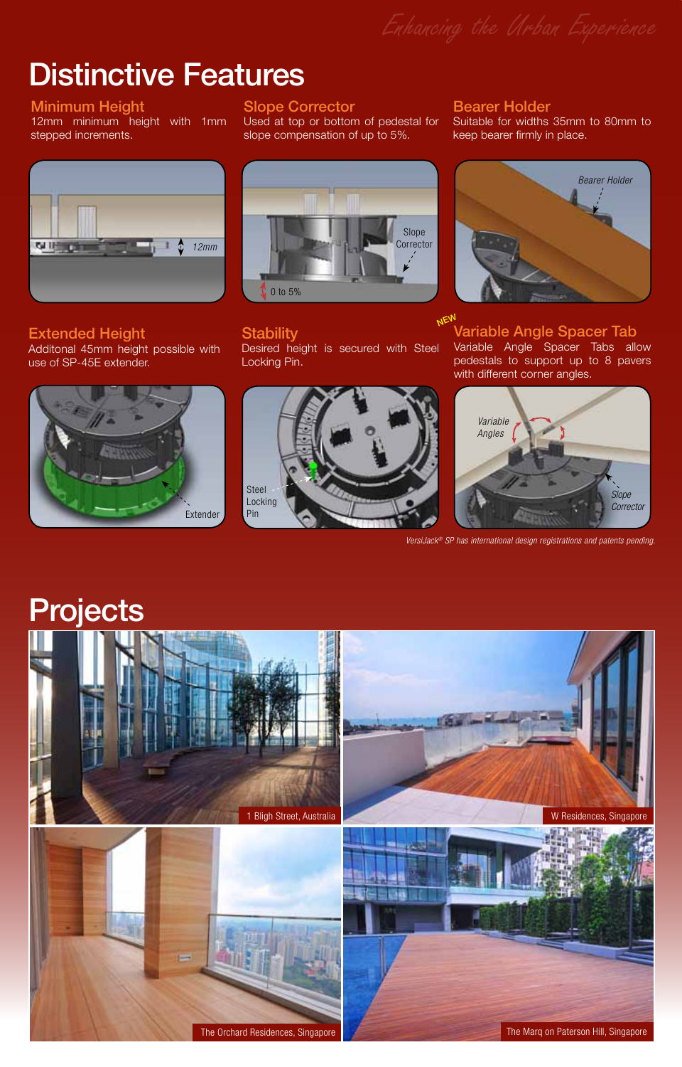# Distinctive Features

### Minimum Height
12mm minimum height with 1mm stepped increments.

### Slope Corrector
Used at top or bottom of pedestal for slope compensation of up to 5%.

### Bearer Holder
Suitable for widths 35mm to 80mm to keep bearer firmly in place.

### Extended Height
Additonal 45mm height possible with use of SP-45E extender.

### Stability
Desired height is secured with Steel Locking Pin.

### NEW Variable Angle Spacer Tab
Variable Angle Spacer Tabs allow pedestals to support up to 8 pavers with different corner angles.

*VersiJack® SP has international design registrations and patents pending.*

# Projects

1 Bligh Street, Australia

W Residences, Singapore

The Orchard Residences, Singapore

The Marq on Paterson Hill, Singapore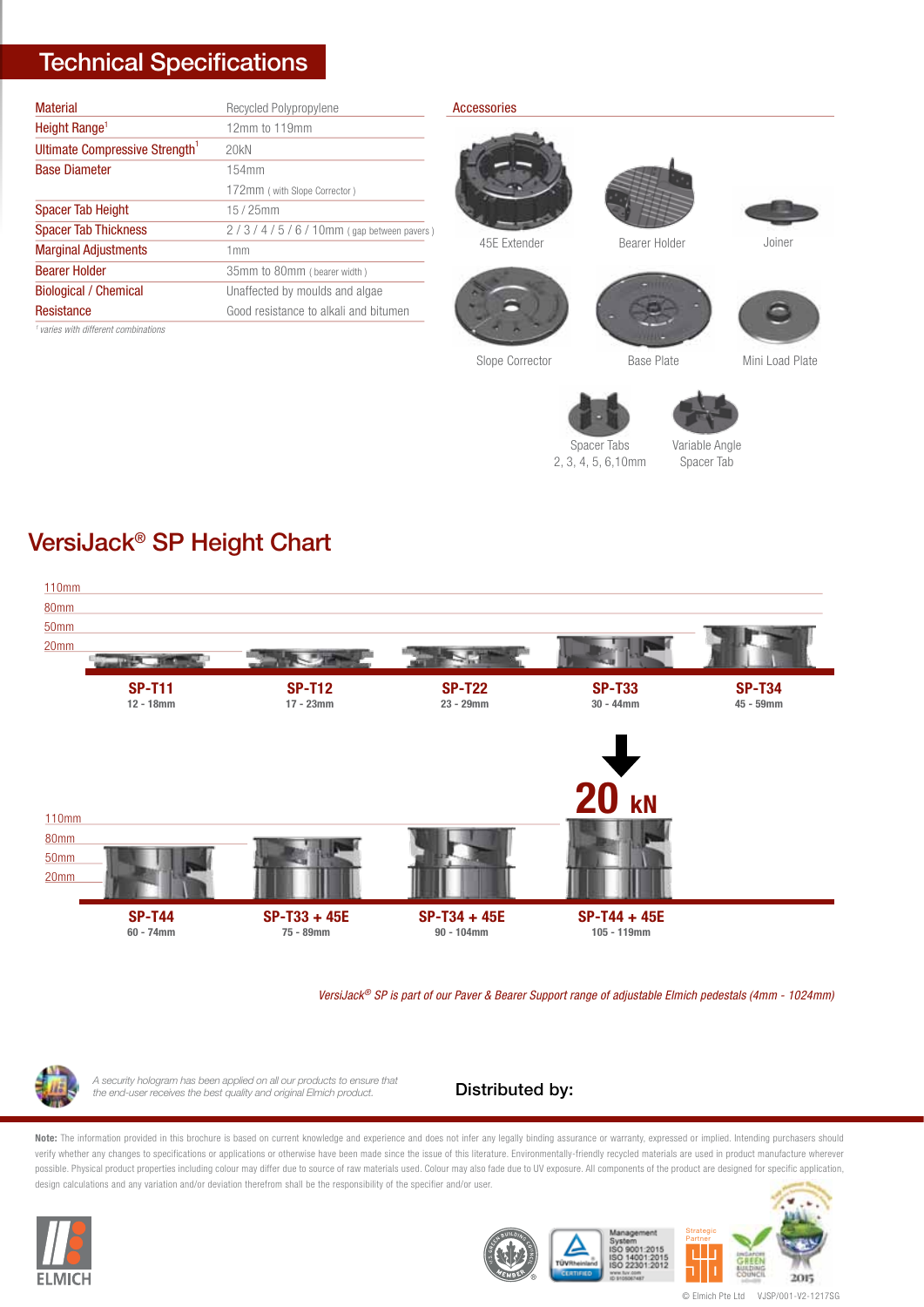# Technical Specifications

| | |
|---|---|
| Material | Recycled Polypropylene |
| Height Range[1] | 12mm to 119mm |
| Ultimate Compressive Strength[1] | 20kN |
| Base Diameter | 154mm |
| | 172mm ( with Slope Corrector ) |
| Spacer Tab Height | 15 / 25mm |
| Spacer Tab Thickness | 2 / 3 / 4 / 5 / 6 / 10mm ( gap between pavers ) |
| Marginal Adjustments | 1mm |
| Bearer Holder | 35mm to 80mm ( bearer width ) |
| Biological / Chemical | Unaffected by moulds and algae |
| Resistance | Good resistance to alkali and bitumen |

[1] varies with different combinations

## Accessories

45E Extender

Bearer Holder

Joiner

Slope Corrector

Base Plate

Mini Load Plate

Spacer Tabs
2, 3, 4, 5, 6,10mm

Variable Angle
Spacer Tab

## VersiJack® SP Height Chart

110mm
80mm
50mm
20mm

**SP-T11**
12 - 18mm

**SP-T12**
17 - 23mm

**SP-T22**
23 - 29mm

**SP-T33**
30 - 44mm

**SP-T34**
45 - 59mm

**20 kN**

110mm
80mm
50mm
20mm

**SP-T44**
60 - 74mm

**SP-T33 + 45E**
75 - 89mm

**SP-T34 + 45E**
90 - 104mm

**SP-T44 + 45E**
105 - 119mm

*VersiJack® SP is part of our Paver & Bearer Support range of adjustable Elmich pedestals (4mm - 1024mm)*

*A security hologram has been applied on all our products to ensure that the end-user receives the best quality and original Elmich product.*

**Distributed by:**

**Note:** The information provided in this brochure is based on current knowledge and experience and does not infer any legally binding assurance or warranty, expressed or implied. Intending purchasers should verify whether any changes to specifications or applications or otherwise have been made since the issue of this literature. Environmentally-friendly recycled materials are used in product manufacture wherever possible. Physical product properties including colour may differ due to source of raw materials used. Colour may also fade due to UV exposure. All components of the product are designed for specific application, design calculations and any variation and/or deviation therefrom shall be the responsibility of the specifier and/or user.

ELMICH

Management System ISO 9001:2015 ISO 14001:2015 ISO 22301:2012

Strategic Partner

© Elmich Pte Ltd VJSP/001-V2-1217SG